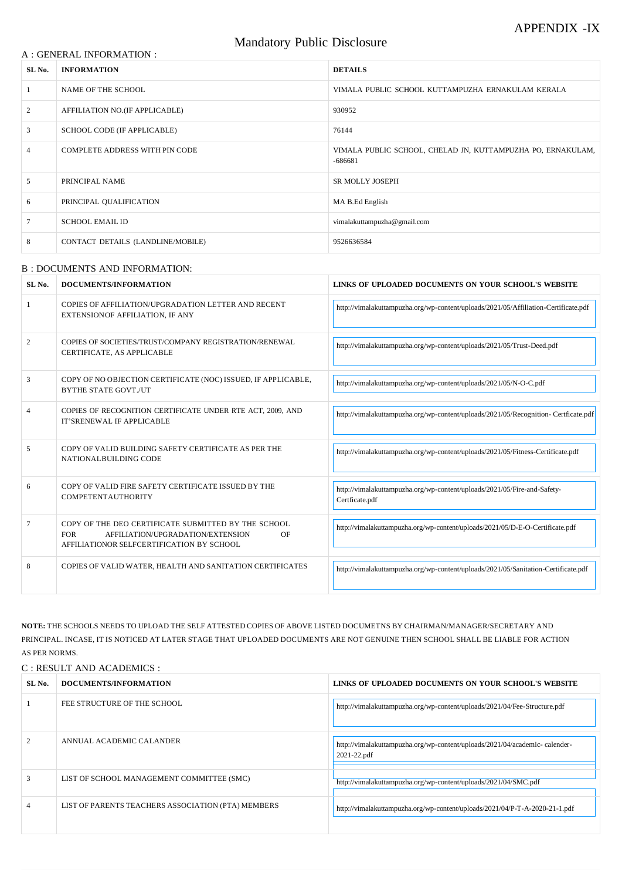APPENDIX -IX

# Mandatory Public Disclosure

## A : GENERAL INFORMATION :

| SL No. | INFORMATION | DETAILS |
|---|---|---|
| 1 | NAME OF THE SCHOOL | VIMALA PUBLIC SCHOOL KUTTAMPUZHA ERNAKULAM KERALA |
| 2 | AFFILIATION NO.(IF APPLICABLE) | 930952 |
| 3 | SCHOOL CODE (IF APPLICABLE) | 76144 |
| 4 | COMPLETE ADDRESS WITH PIN CODE | VIMALA PUBLIC SCHOOL, CHELAD JN, KUTTAMPUZHA PO, ERNAKULAM, -686681 |
| 5 | PRINCIPAL NAME | SR MOLLY JOSEPH |
| 6 | PRINCIPAL QUALIFICATION | MA B.Ed English |
| 7 | SCHOOL EMAIL ID | vimalakuttampuzha@gmail.com |
| 8 | CONTACT DETAILS (LANDLINE/MOBILE) | 9526636584 |

## B : DOCUMENTS AND INFORMATION:

| SL No. | DOCUMENTS/INFORMATION | LINKS OF UPLOADED DOCUMENTS ON YOUR SCHOOL'S WEBSITE |
|---|---|---|
| 1 | COPIES OF AFFILIATION/UPGRADATION LETTER AND RECENT EXTENSIONOF AFFILIATION, IF ANY | http://vimalakuttampuzha.org/wp-content/uploads/2021/05/Affiliation-Certificate.pdf |
| 2 | COPIES OF SOCIETIES/TRUST/COMPANY REGISTRATION/RENEWAL CERTIFICATE, AS APPLICABLE | http://vimalakuttampuzha.org/wp-content/uploads/2021/05/Trust-Deed.pdf |
| 3 | COPY OF NO OBJECTION CERTIFICATE (NOC) ISSUED, IF APPLICABLE, BYTHE STATE GOVT./UT | http://vimalakuttampuzha.org/wp-content/uploads/2021/05/N-O-C.pdf |
| 4 | COPIES OF RECOGNITION CERTIFICATE UNDER RTE ACT, 2009, AND IT'SRENEWAL IF APPLICABLE | http://vimalakuttampuzha.org/wp-content/uploads/2021/05/Recognition- Certficate.pdf |
| 5 | COPY OF VALID BUILDING SAFETY CERTIFICATE AS PER THE NATIONALBUILDING CODE | http://vimalakuttampuzha.org/wp-content/uploads/2021/05/Fitness-Certificate.pdf |
| 6 | COPY OF VALID FIRE SAFETY CERTIFICATE ISSUED BY THE COMPETENTAUTHORITY | http://vimalakuttampuzha.org/wp-content/uploads/2021/05/Fire-and-Safety-Certficate.pdf |
| 7 | COPY OF THE DEO CERTIFICATE SUBMITTED BY THE SCHOOL FOR AFFILIATION/UPGRADATION/EXTENSION OF AFFILIATIONOR SELFCERTIFICATION BY SCHOOL | http://vimalakuttampuzha.org/wp-content/uploads/2021/05/D-E-O-Certificate.pdf |
| 8 | COPIES OF VALID WATER, HEALTH AND SANITATION CERTIFICATES | http://vimalakuttampuzha.org/wp-content/uploads/2021/05/Sanitation-Certificate.pdf |

**NOTE:** THE SCHOOLS NEEDS TO UPLOAD THE SELF ATTESTED COPIES OF ABOVE LISTED DOCUMETNS BY CHAIRMAN/MANAGER/SECRETARY AND PRINCIPAL. INCASE, IT IS NOTICED AT LATER STAGE THAT UPLOADED DOCUMENTS ARE NOT GENUINE THEN SCHOOL SHALL BE LIABLE FOR ACTION AS PER NORMS.

## C : RESULT AND ACADEMICS :

| SL No. | DOCUMENTS/INFORMATION | LINKS OF UPLOADED DOCUMENTS ON YOUR SCHOOL'S WEBSITE |
|---|---|---|
| 1 | FEE STRUCTURE OF THE SCHOOL | http://vimalakuttampuzha.org/wp-content/uploads/2021/04/Fee-Structure.pdf |
| 2 | ANNUAL ACADEMIC CALANDER | http://vimalakuttampuzha.org/wp-content/uploads/2021/04/academic- calender-2021-22.pdf |
| 3 | LIST OF SCHOOL MANAGEMENT COMMITTEE (SMC) | http://vimalakuttampuzha.org/wp-content/uploads/2021/04/SMC.pdf |
| 4 | LIST OF PARENTS TEACHERS ASSOCIATION (PTA) MEMBERS | http://vimalakuttampuzha.org/wp-content/uploads/2021/04/P-T-A-2020-21-1.pdf |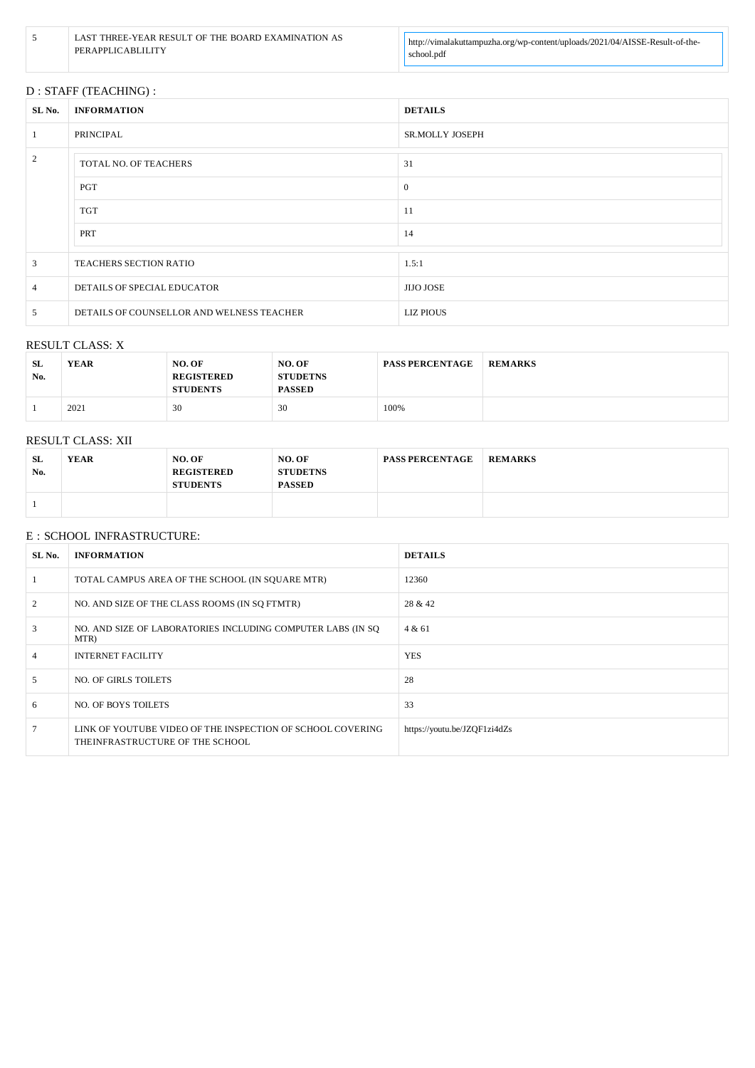| | | |
|---|---|---|
| 5 | LAST THREE-YEAR RESULT OF THE BOARD EXAMINATION AS PERAPPLICABLILITY | http://vimalakuttampuzha.org/wp-content/uploads/2021/04/AISSE-Result-of-the-school.pdf |

## D : STAFF (TEACHING) :

| SL No. | INFORMATION | DETAILS |
|---|---|---|
| 1 | PRINCIPAL | SR.MOLLY JOSEPH |
| 2 | TOTAL NO. OF TEACHERS | 31 |
| | PGT | 0 |
| | TGT | 11 |
| | PRT | 14 |
| 3 | TEACHERS SECTION RATIO | 1.5:1 |
| 4 | DETAILS OF SPECIAL EDUCATOR | JIJO JOSE |
| 5 | DETAILS OF COUNSELLOR AND WELNESS TEACHER | LIZ PIOUS |

## RESULT CLASS: X

| SL No. | YEAR | NO. OF REGISTERED STUDENTS | NO. OF STUDETNS PASSED | PASS PERCENTAGE | REMARKS |
|---|---|---|---|---|---|
| 1 | 2021 | 30 | 30 | 100% | |

## RESULT CLASS: XII

| SL No. | YEAR | NO. OF REGISTERED STUDENTS | NO. OF STUDETNS PASSED | PASS PERCENTAGE | REMARKS |
|---|---|---|---|---|---|
| 1 | | | | | |

## E : SCHOOL INFRASTRUCTURE:

| SL No. | INFORMATION | DETAILS |
|---|---|---|
| 1 | TOTAL CAMPUS AREA OF THE SCHOOL (IN SQUARE MTR) | 12360 |
| 2 | NO. AND SIZE OF THE CLASS ROOMS (IN SQ FTMTR) | 28 & 42 |
| 3 | NO. AND SIZE OF LABORATORIES INCLUDING COMPUTER LABS (IN SQ MTR) | 4 & 61 |
| 4 | INTERNET FACILITY | YES |
| 5 | NO. OF GIRLS TOILETS | 28 |
| 6 | NO. OF BOYS TOILETS | 33 |
| 7 | LINK OF YOUTUBE VIDEO OF THE INSPECTION OF SCHOOL COVERING THEINFRASTRUCTURE OF THE SCHOOL | https://youtu.be/JZQF1zi4dZs |